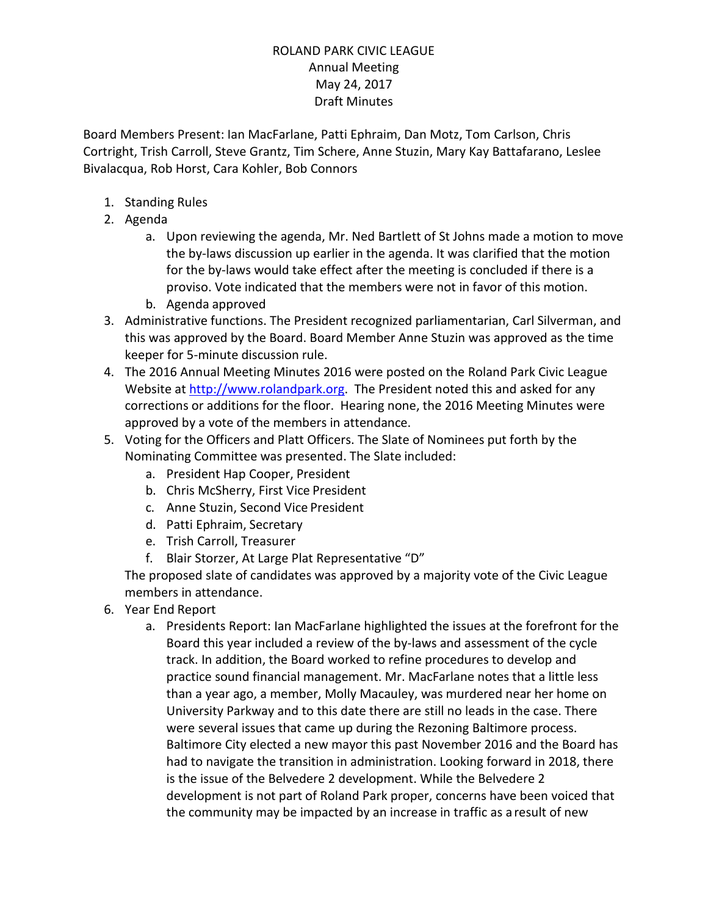# ROLAND PARK CIVIC LEAGUE
## Annual Meeting
## May 24, 2017
## Draft Minutes

Board Members Present: Ian MacFarlane, Patti Ephraim, Dan Motz, Tom Carlson, Chris Cortright, Trish Carroll, Steve Grantz, Tim Schere, Anne Stuzin, Mary Kay Battafarano, Leslee Bivalacqua, Rob Horst, Cara Kohler, Bob Connors

1. Standing Rules
2. Agenda
   a. Upon reviewing the agenda, Mr. Ned Bartlett of St Johns made a motion to move the by-laws discussion up earlier in the agenda. It was clarified that the motion for the by-laws would take effect after the meeting is concluded if there is a proviso. Vote indicated that the members were not in favor of this motion.
   b. Agenda approved
3. Administrative functions. The President recognized parliamentarian, Carl Silverman, and this was approved by the Board. Board Member Anne Stuzin was approved as the time keeper for 5-minute discussion rule.
4. The 2016 Annual Meeting Minutes 2016 were posted on the Roland Park Civic League Website at http://www.rolandpark.org. The President noted this and asked for any corrections or additions for the floor. Hearing none, the 2016 Meeting Minutes were approved by a vote of the members in attendance.
5. Voting for the Officers and Platt Officers. The Slate of Nominees put forth by the Nominating Committee was presented. The Slate included:
   a. President Hap Cooper, President
   b. Chris McSherry, First Vice President
   c. Anne Stuzin, Second Vice President
   d. Patti Ephraim, Secretary
   e. Trish Carroll, Treasurer
   f. Blair Storzer, At Large Plat Representative "D"

   The proposed slate of candidates was approved by a majority vote of the Civic League members in attendance.
6. Year End Report
   a. Presidents Report: Ian MacFarlane highlighted the issues at the forefront for the Board this year included a review of the by-laws and assessment of the cycle track. In addition, the Board worked to refine procedures to develop and practice sound financial management. Mr. MacFarlane notes that a little less than a year ago, a member, Molly Macauley, was murdered near her home on University Parkway and to this date there are still no leads in the case. There were several issues that came up during the Rezoning Baltimore process. Baltimore City elected a new mayor this past November 2016 and the Board has had to navigate the transition in administration. Looking forward in 2018, there is the issue of the Belvedere 2 development. While the Belvedere 2 development is not part of Roland Park proper, concerns have been voiced that the community may be impacted by an increase in traffic as a result of new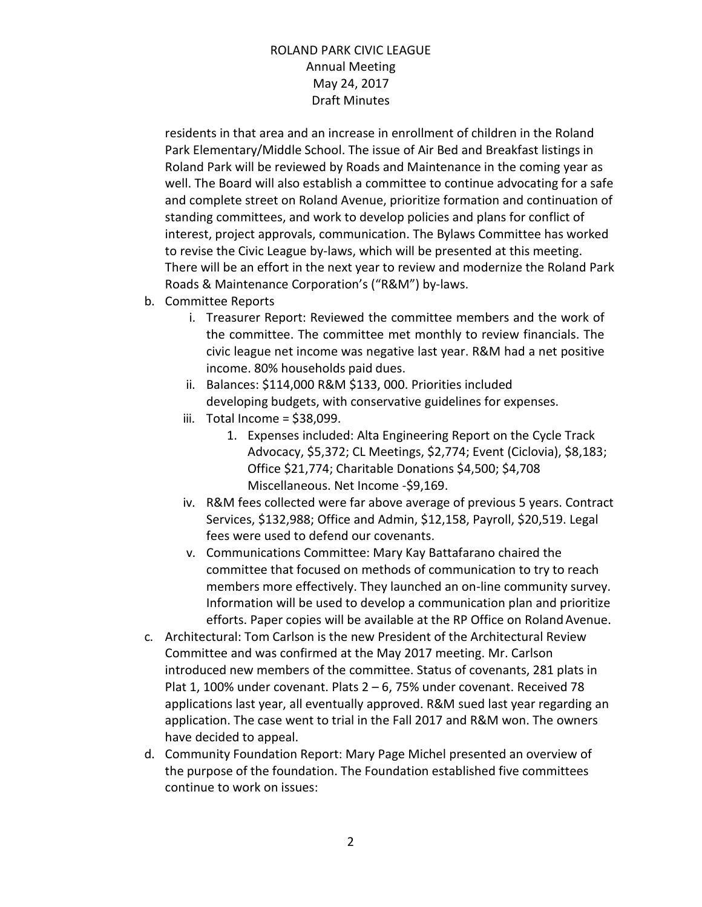residents in that area and an increase in enrollment of children in the Roland Park Elementary/Middle School. The issue of Air Bed and Breakfast listings in Roland Park will be reviewed by Roads and Maintenance in the coming year as well. The Board will also establish a committee to continue advocating for a safe and complete street on Roland Avenue, prioritize formation and continuation of standing committees, and work to develop policies and plans for conflict of interest, project approvals, communication. The Bylaws Committee has worked to revise the Civic League by-laws, which will be presented at this meeting. There will be an effort in the next year to review and modernize the Roland Park Roads & Maintenance Corporation's ("R&M") by-laws.

b. Committee Reports
   i. Treasurer Report: Reviewed the committee members and the work of the committee. The committee met monthly to review financials. The civic league net income was negative last year. R&M had a net positive income. 80% households paid dues.
   ii. Balances: $114,000 R&M $133, 000. Priorities included developing budgets, with conservative guidelines for expenses.
   iii. Total Income = $38,099.
      1. Expenses included: Alta Engineering Report on the Cycle Track Advocacy, $5,372; CL Meetings, $2,774; Event (Ciclovia), $8,183; Office $21,774; Charitable Donations $4,500; $4,708 Miscellaneous. Net Income -$9,169.
   iv. R&M fees collected were far above average of previous 5 years. Contract Services, $132,988; Office and Admin, $12,158, Payroll, $20,519. Legal fees were used to defend our covenants.
   v. Communications Committee: Mary Kay Battafarano chaired the committee that focused on methods of communication to try to reach members more effectively. They launched an on-line community survey. Information will be used to develop a communication plan and prioritize efforts. Paper copies will be available at the RP Office on Roland Avenue.

c. Architectural: Tom Carlson is the new President of the Architectural Review Committee and was confirmed at the May 2017 meeting. Mr. Carlson introduced new members of the committee. Status of covenants, 281 plats in Plat 1, 100% under covenant. Plats 2 – 6, 75% under covenant. Received 78 applications last year, all eventually approved. R&M sued last year regarding an application. The case went to trial in the Fall 2017 and R&M won. The owners have decided to appeal.

d. Community Foundation Report: Mary Page Michel presented an overview of the purpose of the foundation. The Foundation established five committees continue to work on issues: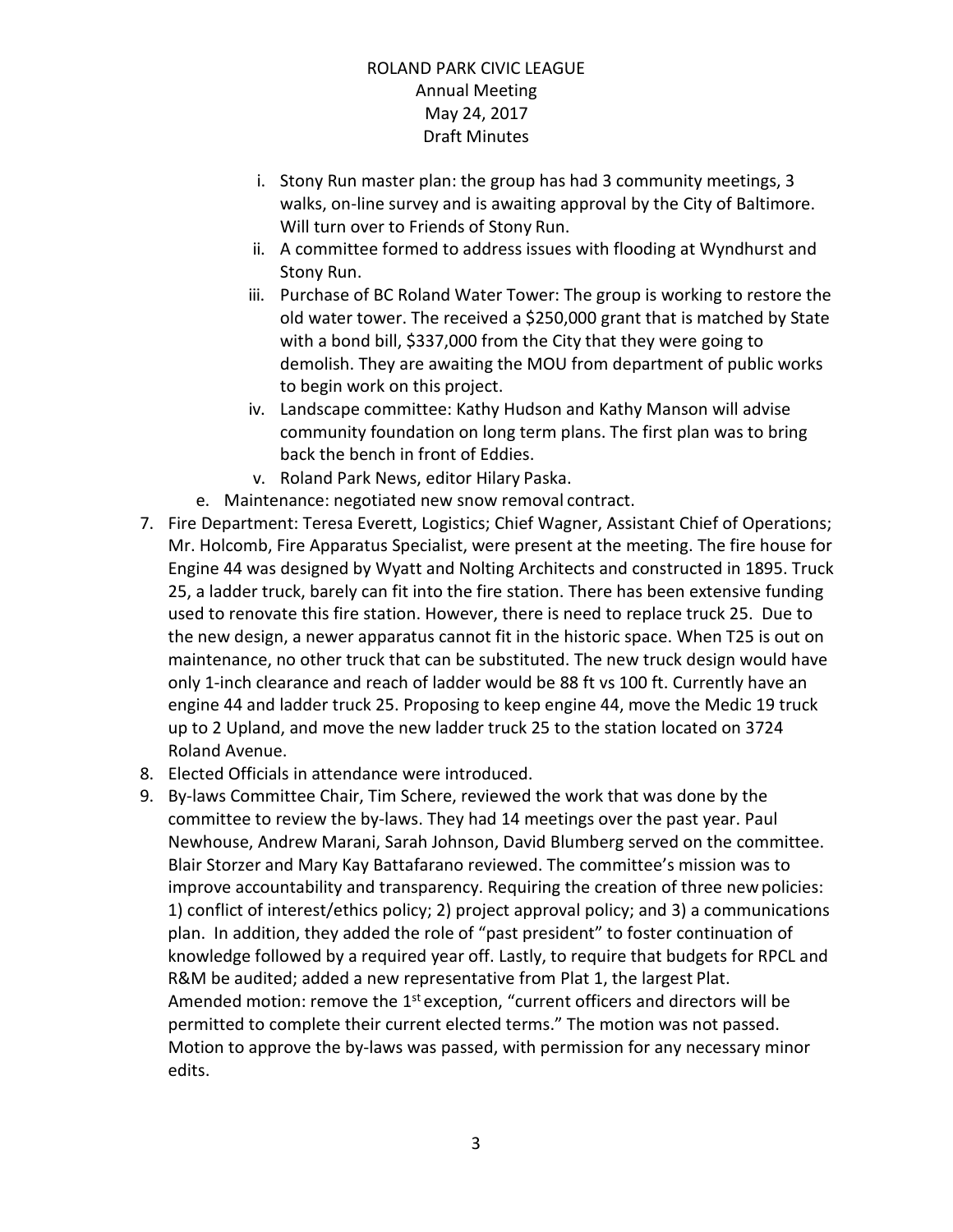ROLAND PARK CIVIC LEAGUE
Annual Meeting
May 24, 2017
Draft Minutes

   i. Stony Run master plan: the group has had 3 community meetings, 3 walks, on-line survey and is awaiting approval by the City of Baltimore. Will turn over to Friends of Stony Run.
   ii. A committee formed to address issues with flooding at Wyndhurst and Stony Run.
   iii. Purchase of BC Roland Water Tower: The group is working to restore the old water tower. The received a $250,000 grant that is matched by State with a bond bill, $337,000 from the City that they were going to demolish. They are awaiting the MOU from department of public works to begin work on this project.
   iv. Landscape committee: Kathy Hudson and Kathy Manson will advise community foundation on long term plans. The first plan was to bring back the bench in front of Eddies.
   v. Roland Park News, editor Hilary Paska.

  e. Maintenance: negotiated new snow removal contract.

7. Fire Department: Teresa Everett, Logistics; Chief Wagner, Assistant Chief of Operations; Mr. Holcomb, Fire Apparatus Specialist, were present at the meeting. The fire house for Engine 44 was designed by Wyatt and Nolting Architects and constructed in 1895. Truck 25, a ladder truck, barely can fit into the fire station. There has been extensive funding used to renovate this fire station. However, there is need to replace truck 25. Due to the new design, a newer apparatus cannot fit in the historic space. When T25 is out on maintenance, no other truck that can be substituted. The new truck design would have only 1-inch clearance and reach of ladder would be 88 ft vs 100 ft. Currently have an engine 44 and ladder truck 25. Proposing to keep engine 44, move the Medic 19 truck up to 2 Upland, and move the new ladder truck 25 to the station located on 3724 Roland Avenue.
8. Elected Officials in attendance were introduced.
9. By-laws Committee Chair, Tim Schere, reviewed the work that was done by the committee to review the by-laws. They had 14 meetings over the past year. Paul Newhouse, Andrew Marani, Sarah Johnson, David Blumberg served on the committee. Blair Storzer and Mary Kay Battafarano reviewed. The committee's mission was to improve accountability and transparency. Requiring the creation of three new policies: 1) conflict of interest/ethics policy; 2) project approval policy; and 3) a communications plan. In addition, they added the role of "past president" to foster continuation of knowledge followed by a required year off. Lastly, to require that budgets for RPCL and R&M be audited; added a new representative from Plat 1, the largest Plat.
   Amended motion: remove the 1st exception, "current officers and directors will be permitted to complete their current elected terms." The motion was not passed. Motion to approve the by-laws was passed, with permission for any necessary minor edits.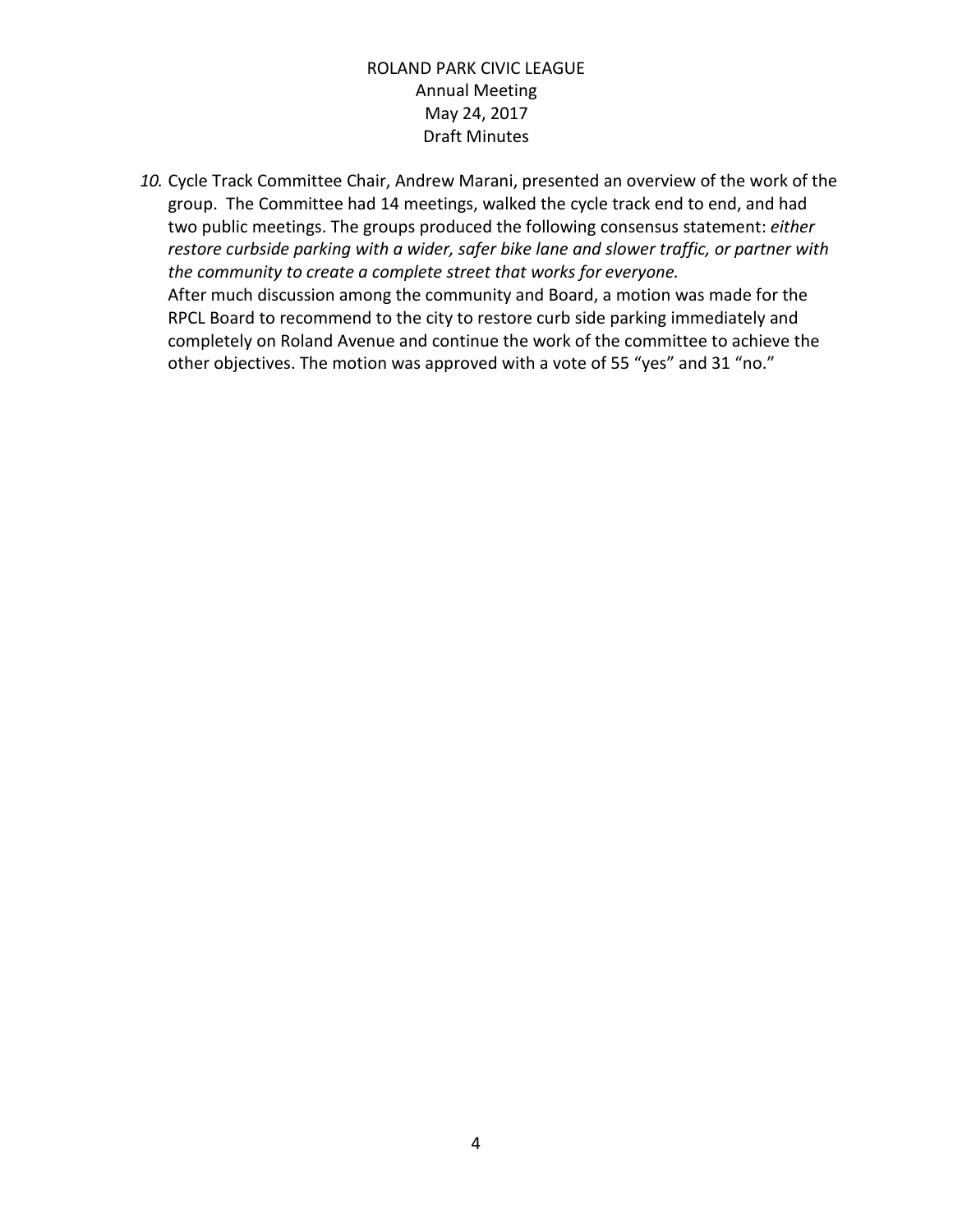ROLAND PARK CIVIC LEAGUE
Annual Meeting
May 24, 2017
Draft Minutes

*10.* Cycle Track Committee Chair, Andrew Marani, presented an overview of the work of the group. The Committee had 14 meetings, walked the cycle track end to end, and had two public meetings. The groups produced the following consensus statement: *either restore curbside parking with a wider, safer bike lane and slower traffic, or partner with the community to create a complete street that works for everyone.*
After much discussion among the community and Board, a motion was made for the RPCL Board to recommend to the city to restore curb side parking immediately and completely on Roland Avenue and continue the work of the committee to achieve the other objectives. The motion was approved with a vote of 55 "yes" and 31 "no."